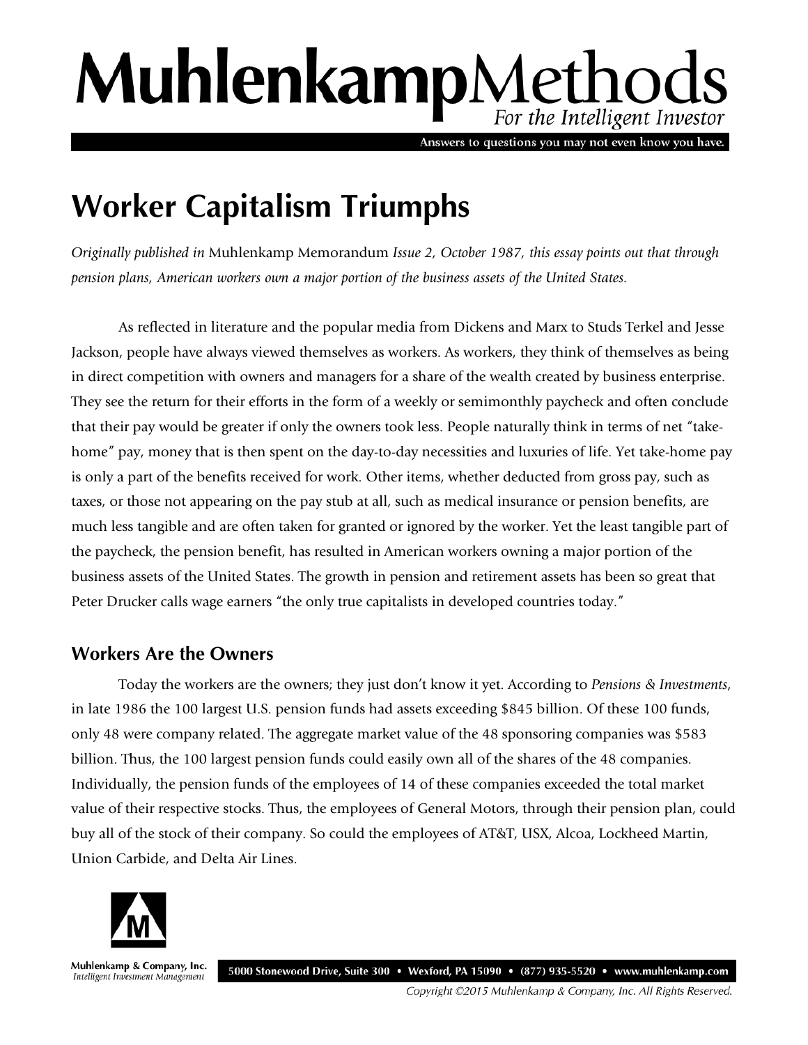# MuhlenkampMethods

*For the Intelligent Investor*

Answers to questions you may not even know you have.

# Worker Capitalism Triumphs

*Originally published in* Muhlenkamp Memorandum *Issue 2, October 1987, this essay points out that through pension plans, American workers own a major portion of the business assets of the United States.*

As reflected in literature and the popular media from Dickens and Marx to Studs Terkel and Jesse Jackson, people have always viewed themselves as workers. As workers, they think of themselves as being in direct competition with owners and managers for a share of the wealth created by business enterprise. They see the return for their efforts in the form of a weekly or semimonthly paycheck and often conclude that their pay would be greater if only the owners took less. People naturally think in terms of net "take-home" pay, money that is then spent on the day-to-day necessities and luxuries of life. Yet take-home pay is only a part of the benefits received for work. Other items, whether deducted from gross pay, such as taxes, or those not appearing on the pay stub at all, such as medical insurance or pension benefits, are much less tangible and are often taken for granted or ignored by the worker. Yet the least tangible part of the paycheck, the pension benefit, has resulted in American workers owning a major portion of the business assets of the United States. The growth in pension and retirement assets has been so great that Peter Drucker calls wage earners "the only true capitalists in developed countries today."

## Workers Are the Owners

Today the workers are the owners; they just don't know it yet. According to *Pensions & Investments*, in late 1986 the 100 largest U.S. pension funds had assets exceeding $845 billion. Of these 100 funds, only 48 were company related. The aggregate market value of the 48 sponsoring companies was $583 billion. Thus, the 100 largest pension funds could easily own all of the shares of the 48 companies. Individually, the pension funds of the employees of 14 of these companies exceeded the total market value of their respective stocks. Thus, the employees of General Motors, through their pension plan, could buy all of the stock of their company. So could the employees of AT&T, USX, Alcoa, Lockheed Martin, Union Carbide, and Delta Air Lines.

Muhlenkamp & Company, Inc.
*Intelligent Investment Management*

5000 Stonewood Drive, Suite 300 • Wexford, PA 15090 • (877) 935-5520 • www.muhlenkamp.com

*Copyright ©2015 Muhlenkamp & Company, Inc. All Rights Reserved.*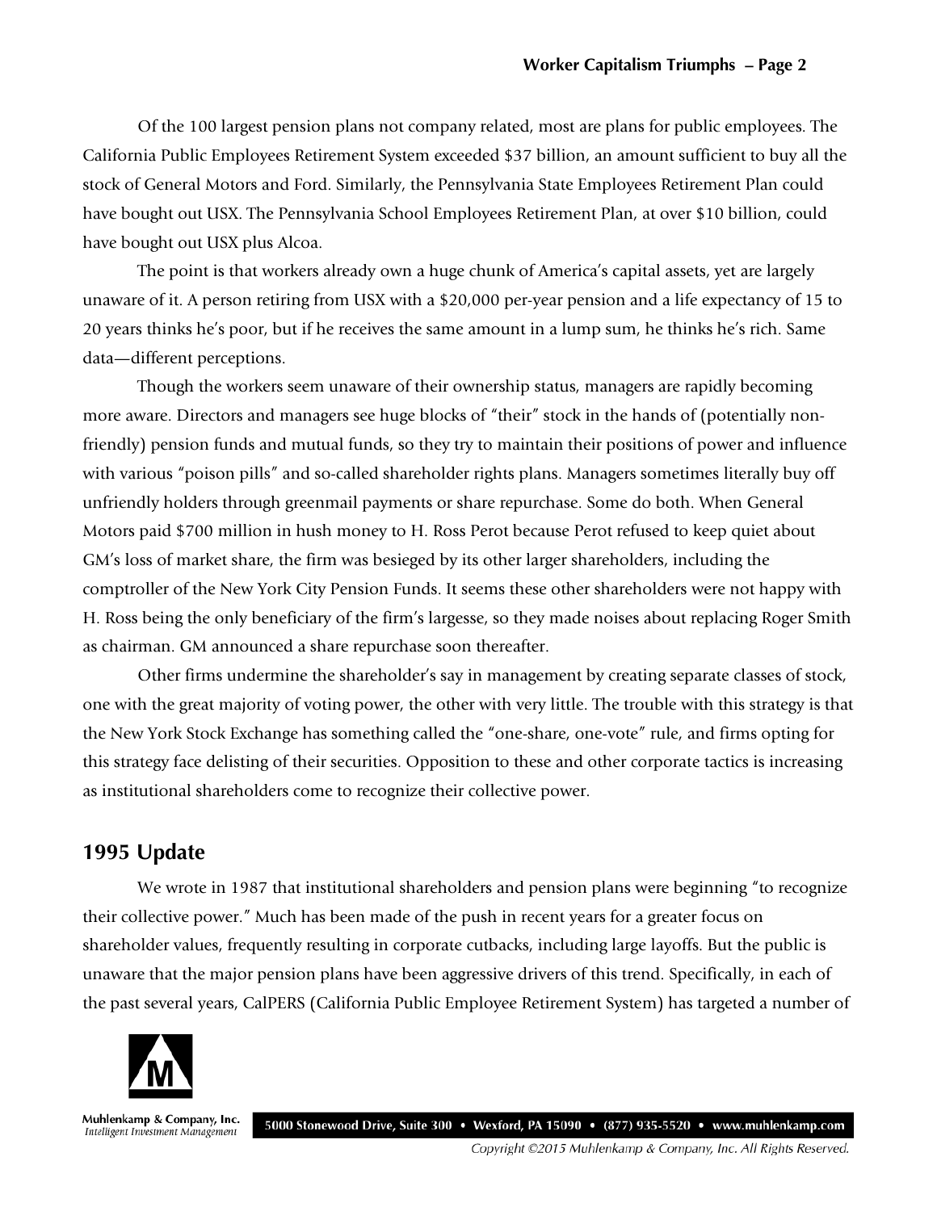Of the 100 largest pension plans not company related, most are plans for public employees. The California Public Employees Retirement System exceeded $37 billion, an amount sufficient to buy all the stock of General Motors and Ford. Similarly, the Pennsylvania State Employees Retirement Plan could have bought out USX. The Pennsylvania School Employees Retirement Plan, at over $10 billion, could have bought out USX plus Alcoa.

The point is that workers already own a huge chunk of America's capital assets, yet are largely unaware of it. A person retiring from USX with a $20,000 per-year pension and a life expectancy of 15 to 20 years thinks he's poor, but if he receives the same amount in a lump sum, he thinks he's rich. Same data—different perceptions.

Though the workers seem unaware of their ownership status, managers are rapidly becoming more aware. Directors and managers see huge blocks of "their" stock in the hands of (potentially non-friendly) pension funds and mutual funds, so they try to maintain their positions of power and influence with various "poison pills" and so-called shareholder rights plans. Managers sometimes literally buy off unfriendly holders through greenmail payments or share repurchase. Some do both. When General Motors paid $700 million in hush money to H. Ross Perot because Perot refused to keep quiet about GM's loss of market share, the firm was besieged by its other larger shareholders, including the comptroller of the New York City Pension Funds. It seems these other shareholders were not happy with H. Ross being the only beneficiary of the firm's largesse, so they made noises about replacing Roger Smith as chairman. GM announced a share repurchase soon thereafter.

Other firms undermine the shareholder's say in management by creating separate classes of stock, one with the great majority of voting power, the other with very little. The trouble with this strategy is that the New York Stock Exchange has something called the "one-share, one-vote" rule, and firms opting for this strategy face delisting of their securities. Opposition to these and other corporate tactics is increasing as institutional shareholders come to recognize their collective power.

## 1995 Update

We wrote in 1987 that institutional shareholders and pension plans were beginning "to recognize their collective power." Much has been made of the push in recent years for a greater focus on shareholder values, frequently resulting in corporate cutbacks, including large layoffs. But the public is unaware that the major pension plans have been aggressive drivers of this trend. Specifically, in each of the past several years, CalPERS (California Public Employee Retirement System) has targeted a number of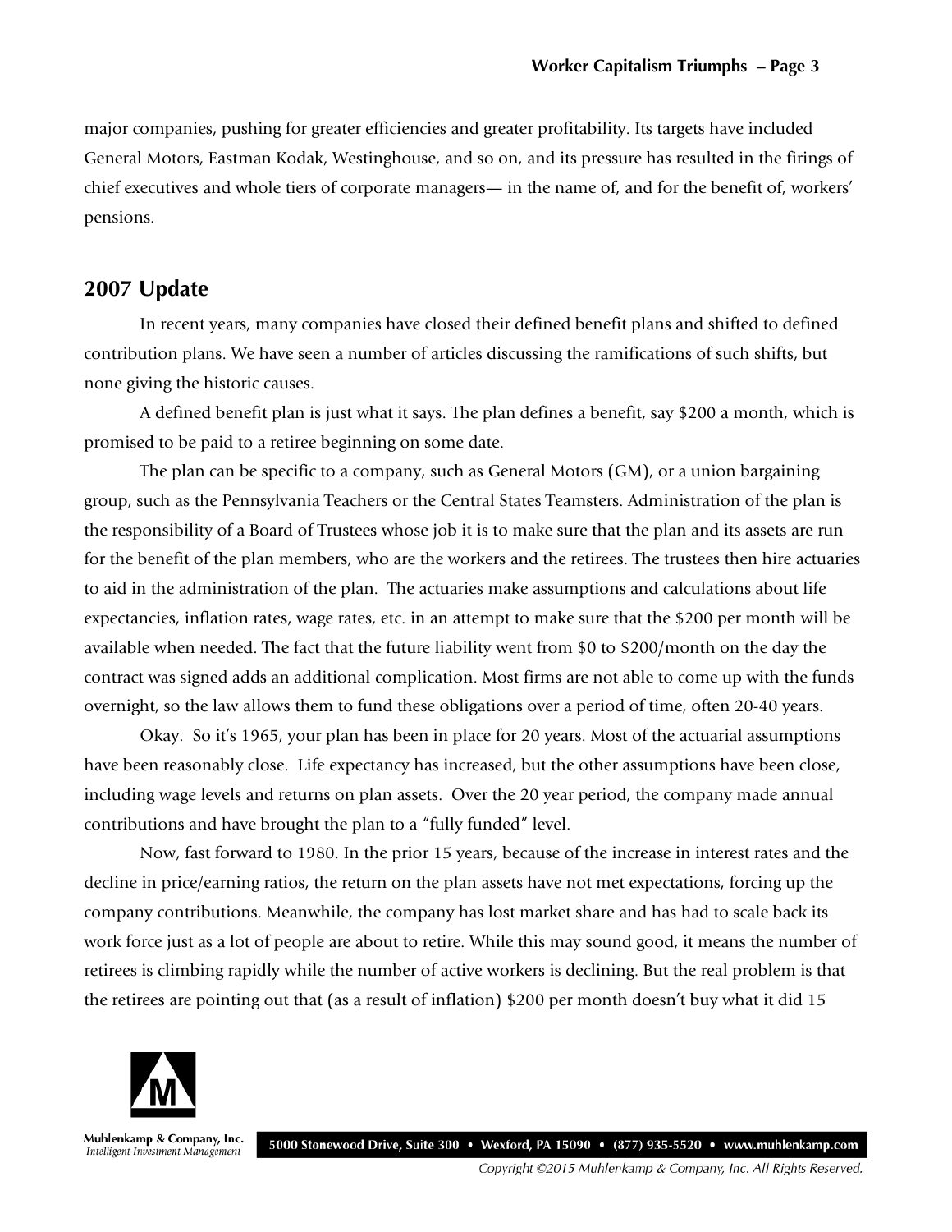major companies, pushing for greater efficiencies and greater profitability. Its targets have included General Motors, Eastman Kodak, Westinghouse, and so on, and its pressure has resulted in the firings of chief executives and whole tiers of corporate managers— in the name of, and for the benefit of, workers' pensions.

## 2007 Update

In recent years, many companies have closed their defined benefit plans and shifted to defined contribution plans. We have seen a number of articles discussing the ramifications of such shifts, but none giving the historic causes.

A defined benefit plan is just what it says. The plan defines a benefit, say $200 a month, which is promised to be paid to a retiree beginning on some date.

The plan can be specific to a company, such as General Motors (GM), or a union bargaining group, such as the Pennsylvania Teachers or the Central States Teamsters. Administration of the plan is the responsibility of a Board of Trustees whose job it is to make sure that the plan and its assets are run for the benefit of the plan members, who are the workers and the retirees. The trustees then hire actuaries to aid in the administration of the plan. The actuaries make assumptions and calculations about life expectancies, inflation rates, wage rates, etc. in an attempt to make sure that the $200 per month will be available when needed. The fact that the future liability went from $0 to $200/month on the day the contract was signed adds an additional complication. Most firms are not able to come up with the funds overnight, so the law allows them to fund these obligations over a period of time, often 20-40 years.

Okay. So it's 1965, your plan has been in place for 20 years. Most of the actuarial assumptions have been reasonably close. Life expectancy has increased, but the other assumptions have been close, including wage levels and returns on plan assets. Over the 20 year period, the company made annual contributions and have brought the plan to a "fully funded" level.

Now, fast forward to 1980. In the prior 15 years, because of the increase in interest rates and the decline in price/earning ratios, the return on the plan assets have not met expectations, forcing up the company contributions. Meanwhile, the company has lost market share and has had to scale back its work force just as a lot of people are about to retire. While this may sound good, it means the number of retirees is climbing rapidly while the number of active workers is declining. But the real problem is that the retirees are pointing out that (as a result of inflation) $200 per month doesn't buy what it did 15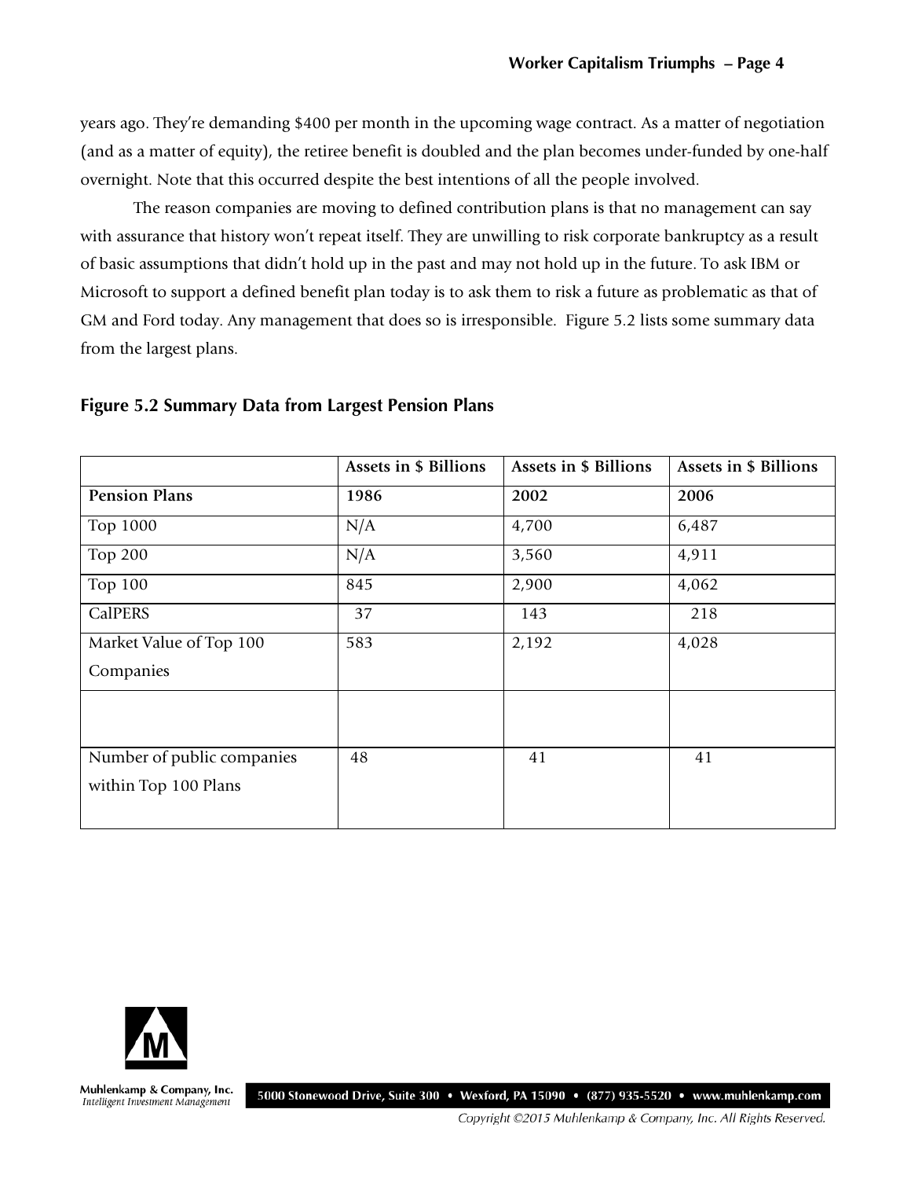years ago. They're demanding $400 per month in the upcoming wage contract. As a matter of negotiation (and as a matter of equity), the retiree benefit is doubled and the plan becomes under-funded by one-half overnight. Note that this occurred despite the best intentions of all the people involved.

The reason companies are moving to defined contribution plans is that no management can say with assurance that history won't repeat itself. They are unwilling to risk corporate bankruptcy as a result of basic assumptions that didn't hold up in the past and may not hold up in the future. To ask IBM or Microsoft to support a defined benefit plan today is to ask them to risk a future as problematic as that of GM and Ford today. Any management that does so is irresponsible. Figure 5.2 lists some summary data from the largest plans.

**Figure 5.2 Summary Data from Largest Pension Plans**

| | **Assets in $ Billions** | **Assets in $ Billions** | **Assets in $ Billions** |
|---|---|---|---|
| **Pension Plans** | **1986** | **2002** | **2006** |
| Top 1000 | N/A | 4,700 | 6,487 |
| Top 200 | N/A | 3,560 | 4,911 |
| Top 100 | 845 | 2,900 | 4,062 |
| CalPERS | 37 | 143 | 218 |
| Market Value of Top 100 Companies | 583 | 2,192 | 4,028 |
| | | | |
| Number of public companies within Top 100 Plans | 48 | 41 | 41 |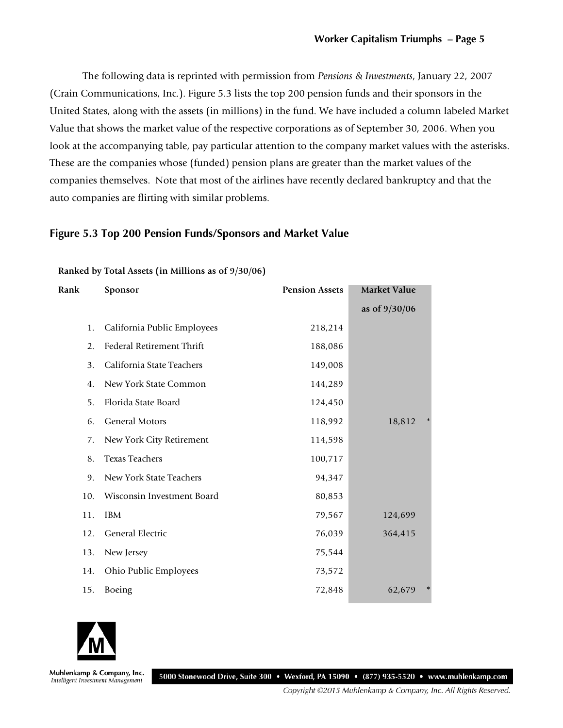The following data is reprinted with permission from *Pensions & Investments*, January 22, 2007 (Crain Communications, Inc.). Figure 5.3 lists the top 200 pension funds and their sponsors in the United States, along with the assets (in millions) in the fund. We have included a column labeled Market Value that shows the market value of the respective corporations as of September 30, 2006. When you look at the accompanying table, pay particular attention to the company market values with the asterisks. These are the companies whose (funded) pension plans are greater than the market values of the companies themselves. Note that most of the airlines have recently declared bankruptcy and that the auto companies are flirting with similar problems.

## Figure 5.3 Top 200 Pension Funds/Sponsors and Market Value

**Ranked by Total Assets (in Millions as of 9/30/06)**

| Rank | Sponsor | Pension Assets | Market Value as of 9/30/06 |
|---|---|---|---|
| 1. | California Public Employees | 218,214 | |
| 2. | Federal Retirement Thrift | 188,086 | |
| 3. | California State Teachers | 149,008 | |
| 4. | New York State Common | 144,289 | |
| 5. | Florida State Board | 124,450 | |
| 6. | General Motors | 118,992 | 18,812 * |
| 7. | New York City Retirement | 114,598 | |
| 8. | Texas Teachers | 100,717 | |
| 9. | New York State Teachers | 94,347 | |
| 10. | Wisconsin Investment Board | 80,853 | |
| 11. | IBM | 79,567 | 124,699 |
| 12. | General Electric | 76,039 | 364,415 |
| 13. | New Jersey | 75,544 | |
| 14. | Ohio Public Employees | 73,572 | |
| 15. | Boeing | 72,848 | 62,679 * |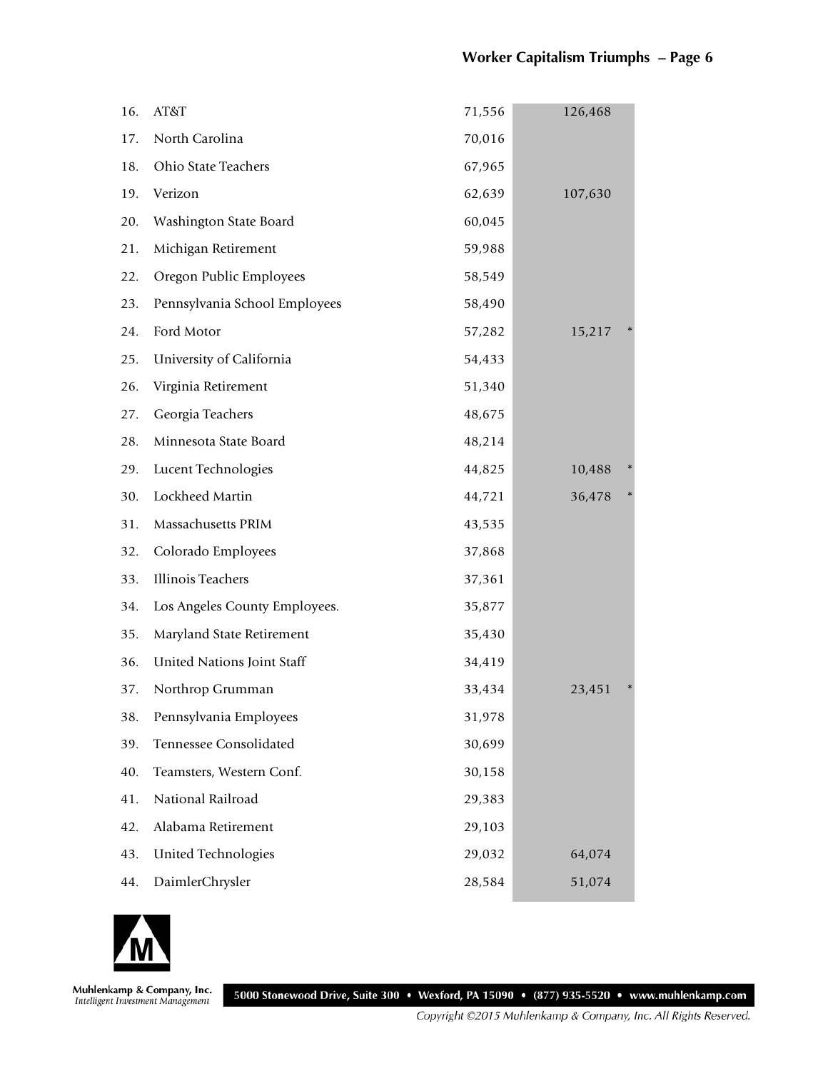| | | | | |
|---|---|---|---|---|
| 16. | AT&T | 71,556 | 126,468 | |
| 17. | North Carolina | 70,016 | | |
| 18. | Ohio State Teachers | 67,965 | | |
| 19. | Verizon | 62,639 | 107,630 | |
| 20. | Washington State Board | 60,045 | | |
| 21. | Michigan Retirement | 59,988 | | |
| 22. | Oregon Public Employees | 58,549 | | |
| 23. | Pennsylvania School Employees | 58,490 | | |
| 24. | Ford Motor | 57,282 | 15,217 | * |
| 25. | University of California | 54,433 | | |
| 26. | Virginia Retirement | 51,340 | | |
| 27. | Georgia Teachers | 48,675 | | |
| 28. | Minnesota State Board | 48,214 | | |
| 29. | Lucent Technologies | 44,825 | 10,488 | * |
| 30. | Lockheed Martin | 44,721 | 36,478 | * |
| 31. | Massachusetts PRIM | 43,535 | | |
| 32. | Colorado Employees | 37,868 | | |
| 33. | Illinois Teachers | 37,361 | | |
| 34. | Los Angeles County Employees. | 35,877 | | |
| 35. | Maryland State Retirement | 35,430 | | |
| 36. | United Nations Joint Staff | 34,419 | | |
| 37. | Northrop Grumman | 33,434 | 23,451 | * |
| 38. | Pennsylvania Employees | 31,978 | | |
| 39. | Tennessee Consolidated | 30,699 | | |
| 40. | Teamsters, Western Conf. | 30,158 | | |
| 41. | National Railroad | 29,383 | | |
| 42. | Alabama Retirement | 29,103 | | |
| 43. | United Technologies | 29,032 | 64,074 | |
| 44. | DaimlerChrysler | 28,584 | 51,074 | |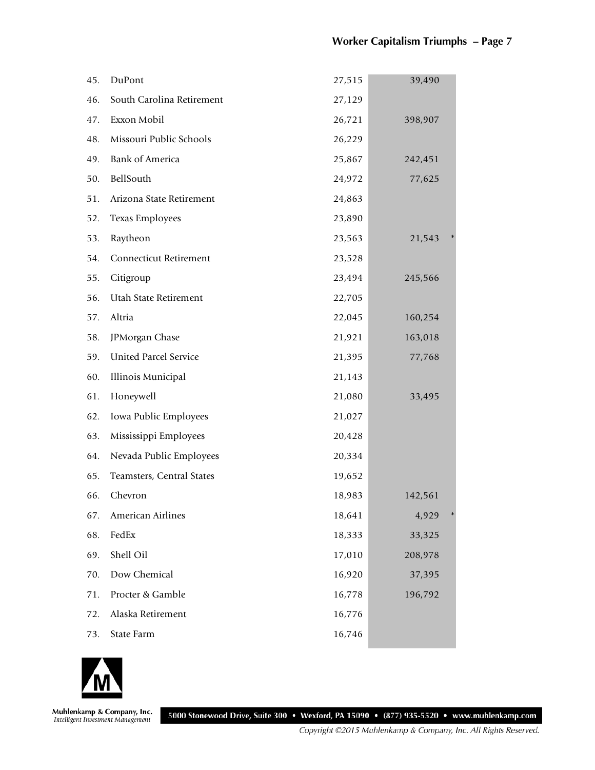| | | | | |
|---|---|---|---|---|
| 45. | DuPont | 27,515 | 39,490 | |
| 46. | South Carolina Retirement | 27,129 | | |
| 47. | Exxon Mobil | 26,721 | 398,907 | |
| 48. | Missouri Public Schools | 26,229 | | |
| 49. | Bank of America | 25,867 | 242,451 | |
| 50. | BellSouth | 24,972 | 77,625 | |
| 51. | Arizona State Retirement | 24,863 | | |
| 52. | Texas Employees | 23,890 | | |
| 53. | Raytheon | 23,563 | 21,543 | * |
| 54. | Connecticut Retirement | 23,528 | | |
| 55. | Citigroup | 23,494 | 245,566 | |
| 56. | Utah State Retirement | 22,705 | | |
| 57. | Altria | 22,045 | 160,254 | |
| 58. | JPMorgan Chase | 21,921 | 163,018 | |
| 59. | United Parcel Service | 21,395 | 77,768 | |
| 60. | Illinois Municipal | 21,143 | | |
| 61. | Honeywell | 21,080 | 33,495 | |
| 62. | Iowa Public Employees | 21,027 | | |
| 63. | Mississippi Employees | 20,428 | | |
| 64. | Nevada Public Employees | 20,334 | | |
| 65. | Teamsters, Central States | 19,652 | | |
| 66. | Chevron | 18,983 | 142,561 | |
| 67. | American Airlines | 18,641 | 4,929 | * |
| 68. | FedEx | 18,333 | 33,325 | |
| 69. | Shell Oil | 17,010 | 208,978 | |
| 70. | Dow Chemical | 16,920 | 37,395 | |
| 71. | Procter & Gamble | 16,778 | 196,792 | |
| 72. | Alaska Retirement | 16,776 | | |
| 73. | State Farm | 16,746 | | |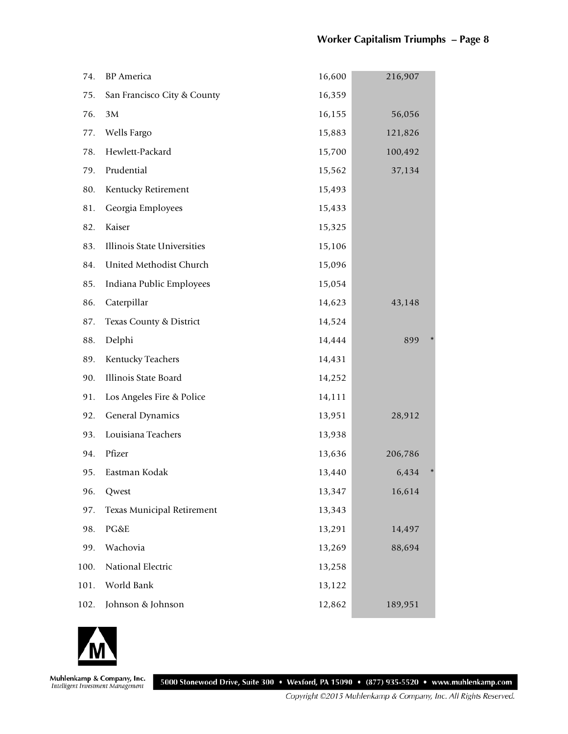| | | | | |
|---|---|---|---|---|
| 74. | BP America | 16,600 | 216,907 | |
| 75. | San Francisco City & County | 16,359 | | |
| 76. | 3M | 16,155 | 56,056 | |
| 77. | Wells Fargo | 15,883 | 121,826 | |
| 78. | Hewlett-Packard | 15,700 | 100,492 | |
| 79. | Prudential | 15,562 | 37,134 | |
| 80. | Kentucky Retirement | 15,493 | | |
| 81. | Georgia Employees | 15,433 | | |
| 82. | Kaiser | 15,325 | | |
| 83. | Illinois State Universities | 15,106 | | |
| 84. | United Methodist Church | 15,096 | | |
| 85. | Indiana Public Employees | 15,054 | | |
| 86. | Caterpillar | 14,623 | 43,148 | |
| 87. | Texas County & District | 14,524 | | |
| 88. | Delphi | 14,444 | 899 | * |
| 89. | Kentucky Teachers | 14,431 | | |
| 90. | Illinois State Board | 14,252 | | |
| 91. | Los Angeles Fire & Police | 14,111 | | |
| 92. | General Dynamics | 13,951 | 28,912 | |
| 93. | Louisiana Teachers | 13,938 | | |
| 94. | Pfizer | 13,636 | 206,786 | |
| 95. | Eastman Kodak | 13,440 | 6,434 | * |
| 96. | Qwest | 13,347 | 16,614 | |
| 97. | Texas Municipal Retirement | 13,343 | | |
| 98. | PG&E | 13,291 | 14,497 | |
| 99. | Wachovia | 13,269 | 88,694 | |
| 100. | National Electric | 13,258 | | |
| 101. | World Bank | 13,122 | | |
| 102. | Johnson & Johnson | 12,862 | 189,951 | |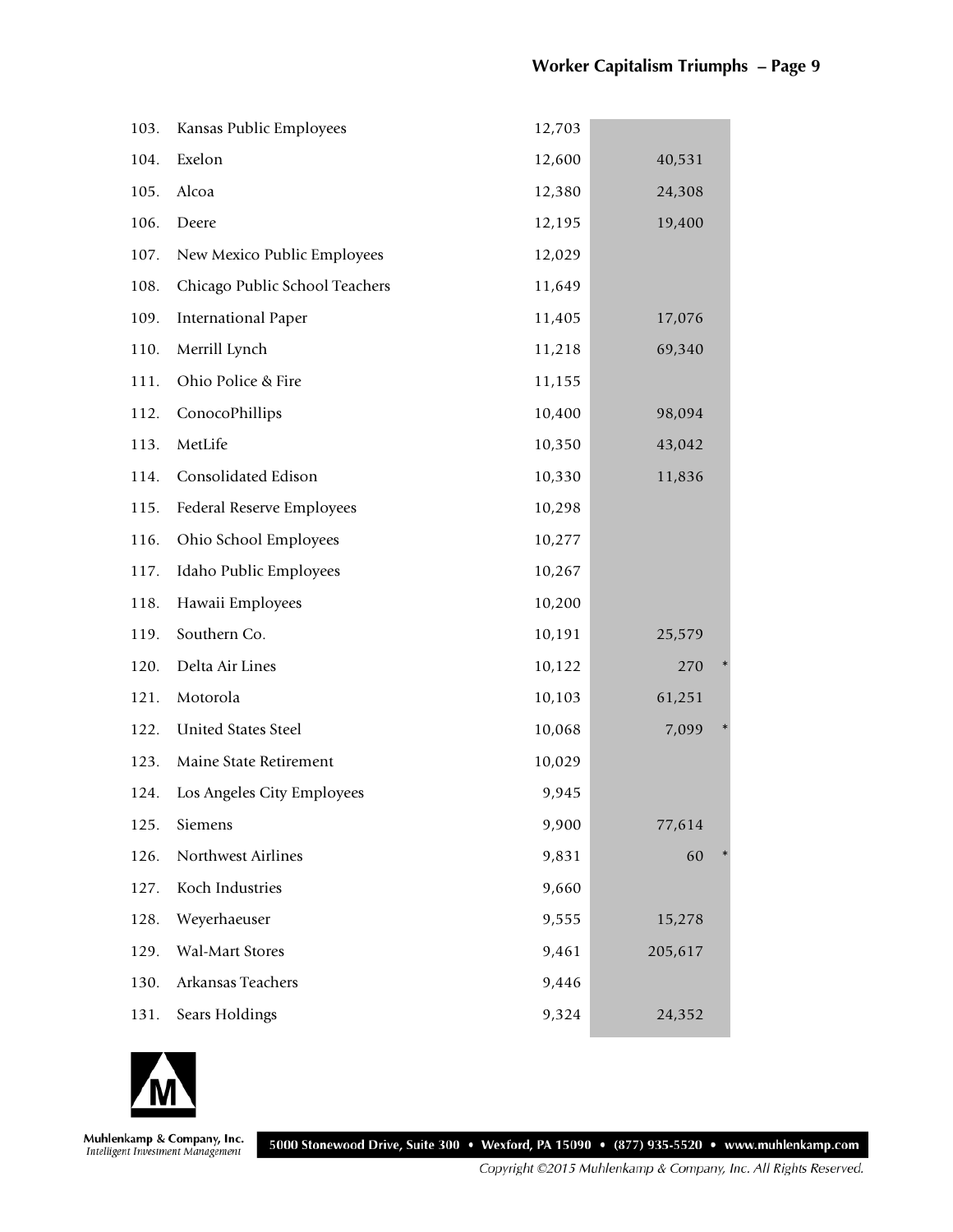| | | | | |
|---|---|---|---|---|
| 103. | Kansas Public Employees | 12,703 | | |
| 104. | Exelon | 12,600 | 40,531 | |
| 105. | Alcoa | 12,380 | 24,308 | |
| 106. | Deere | 12,195 | 19,400 | |
| 107. | New Mexico Public Employees | 12,029 | | |
| 108. | Chicago Public School Teachers | 11,649 | | |
| 109. | International Paper | 11,405 | 17,076 | |
| 110. | Merrill Lynch | 11,218 | 69,340 | |
| 111. | Ohio Police & Fire | 11,155 | | |
| 112. | ConocoPhillips | 10,400 | 98,094 | |
| 113. | MetLife | 10,350 | 43,042 | |
| 114. | Consolidated Edison | 10,330 | 11,836 | |
| 115. | Federal Reserve Employees | 10,298 | | |
| 116. | Ohio School Employees | 10,277 | | |
| 117. | Idaho Public Employees | 10,267 | | |
| 118. | Hawaii Employees | 10,200 | | |
| 119. | Southern Co. | 10,191 | 25,579 | |
| 120. | Delta Air Lines | 10,122 | 270 | * |
| 121. | Motorola | 10,103 | 61,251 | |
| 122. | United States Steel | 10,068 | 7,099 | * |
| 123. | Maine State Retirement | 10,029 | | |
| 124. | Los Angeles City Employees | 9,945 | | |
| 125. | Siemens | 9,900 | 77,614 | |
| 126. | Northwest Airlines | 9,831 | 60 | * |
| 127. | Koch Industries | 9,660 | | |
| 128. | Weyerhaeuser | 9,555 | 15,278 | |
| 129. | Wal-Mart Stores | 9,461 | 205,617 | |
| 130. | Arkansas Teachers | 9,446 | | |
| 131. | Sears Holdings | 9,324 | 24,352 | |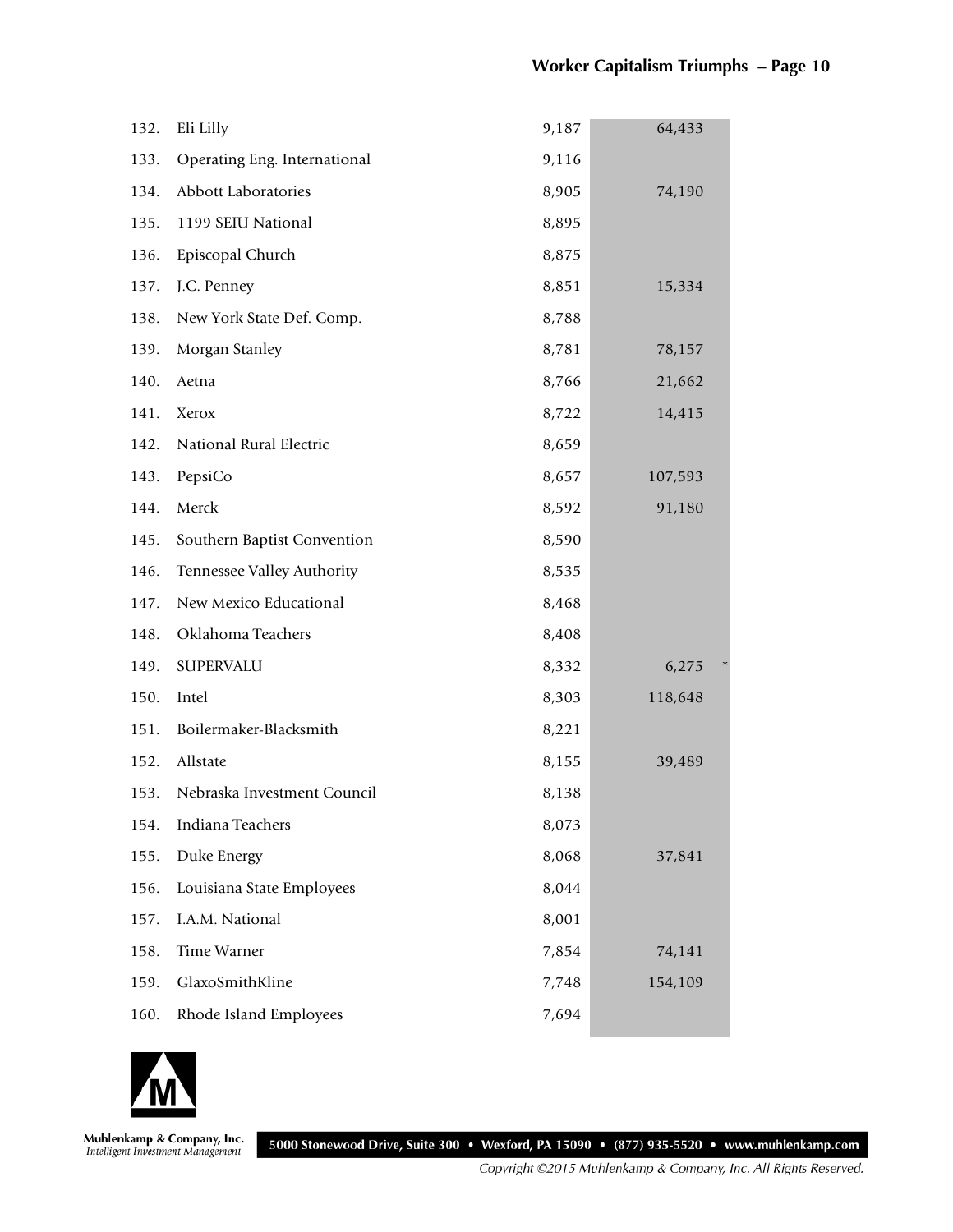| | | | | |
|---|---|---|---|---|
| 132. | Eli Lilly | 9,187 | 64,433 | |
| 133. | Operating Eng. International | 9,116 | | |
| 134. | Abbott Laboratories | 8,905 | 74,190 | |
| 135. | 1199 SEIU National | 8,895 | | |
| 136. | Episcopal Church | 8,875 | | |
| 137. | J.C. Penney | 8,851 | 15,334 | |
| 138. | New York State Def. Comp. | 8,788 | | |
| 139. | Morgan Stanley | 8,781 | 78,157 | |
| 140. | Aetna | 8,766 | 21,662 | |
| 141. | Xerox | 8,722 | 14,415 | |
| 142. | National Rural Electric | 8,659 | | |
| 143. | PepsiCo | 8,657 | 107,593 | |
| 144. | Merck | 8,592 | 91,180 | |
| 145. | Southern Baptist Convention | 8,590 | | |
| 146. | Tennessee Valley Authority | 8,535 | | |
| 147. | New Mexico Educational | 8,468 | | |
| 148. | Oklahoma Teachers | 8,408 | | |
| 149. | SUPERVALU | 8,332 | 6,275 | * |
| 150. | Intel | 8,303 | 118,648 | |
| 151. | Boilermaker-Blacksmith | 8,221 | | |
| 152. | Allstate | 8,155 | 39,489 | |
| 153. | Nebraska Investment Council | 8,138 | | |
| 154. | Indiana Teachers | 8,073 | | |
| 155. | Duke Energy | 8,068 | 37,841 | |
| 156. | Louisiana State Employees | 8,044 | | |
| 157. | I.A.M. National | 8,001 | | |
| 158. | Time Warner | 7,854 | 74,141 | |
| 159. | GlaxoSmithKline | 7,748 | 154,109 | |
| 160. | Rhode Island Employees | 7,694 | | |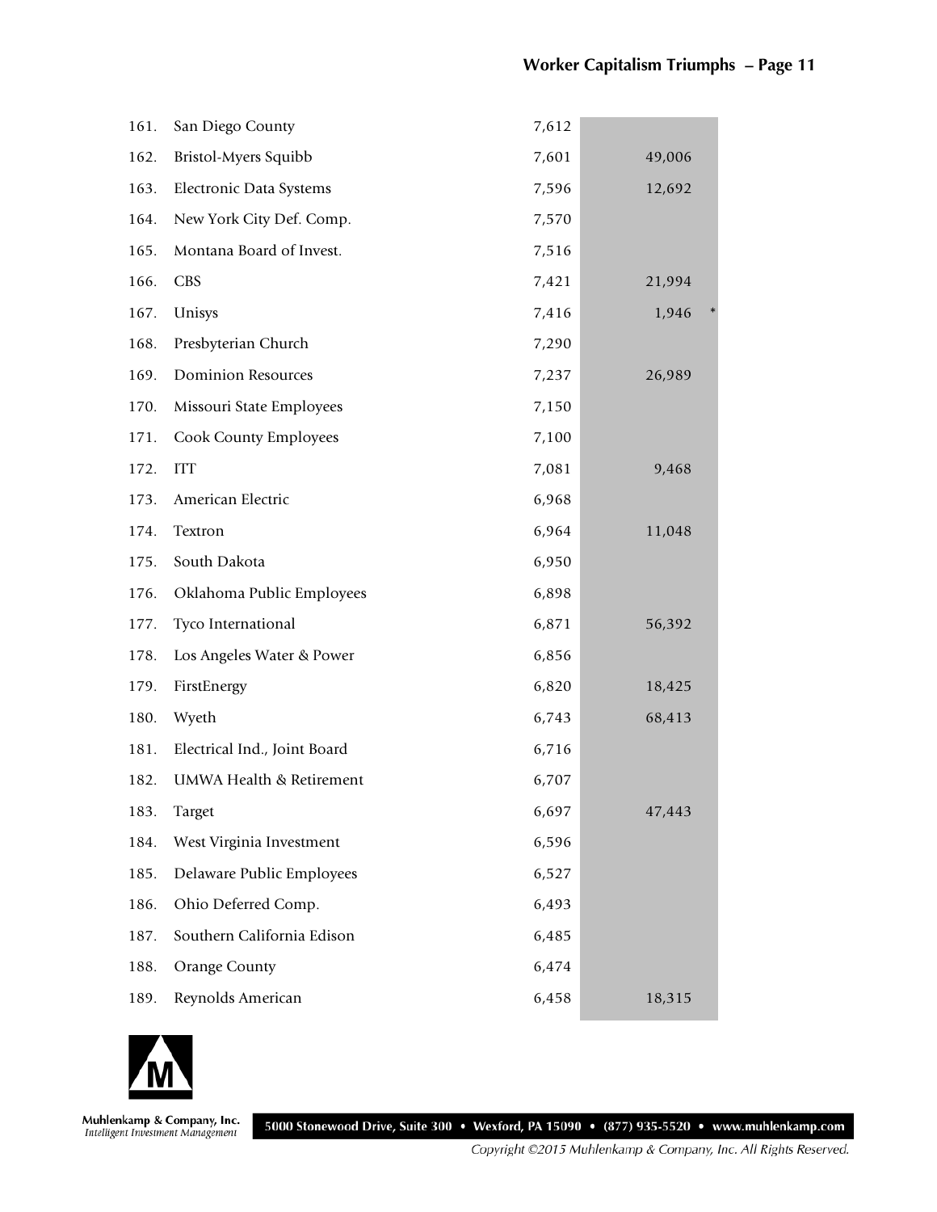| | | | |
|---|---|---|---|
| 161. | San Diego County | 7,612 | |
| 162. | Bristol-Myers Squibb | 7,601 | 49,006 |
| 163. | Electronic Data Systems | 7,596 | 12,692 |
| 164. | New York City Def. Comp. | 7,570 | |
| 165. | Montana Board of Invest. | 7,516 | |
| 166. | CBS | 7,421 | 21,994 |
| 167. | Unisys | 7,416 | 1,946 * |
| 168. | Presbyterian Church | 7,290 | |
| 169. | Dominion Resources | 7,237 | 26,989 |
| 170. | Missouri State Employees | 7,150 | |
| 171. | Cook County Employees | 7,100 | |
| 172. | ITT | 7,081 | 9,468 |
| 173. | American Electric | 6,968 | |
| 174. | Textron | 6,964 | 11,048 |
| 175. | South Dakota | 6,950 | |
| 176. | Oklahoma Public Employees | 6,898 | |
| 177. | Tyco International | 6,871 | 56,392 |
| 178. | Los Angeles Water & Power | 6,856 | |
| 179. | FirstEnergy | 6,820 | 18,425 |
| 180. | Wyeth | 6,743 | 68,413 |
| 181. | Electrical Ind., Joint Board | 6,716 | |
| 182. | UMWA Health & Retirement | 6,707 | |
| 183. | Target | 6,697 | 47,443 |
| 184. | West Virginia Investment | 6,596 | |
| 185. | Delaware Public Employees | 6,527 | |
| 186. | Ohio Deferred Comp. | 6,493 | |
| 187. | Southern California Edison | 6,485 | |
| 188. | Orange County | 6,474 | |
| 189. | Reynolds American | 6,458 | 18,315 |

Muhlenkamp & Company, Inc.
*Intelligent Investment Management*

5000 Stonewood Drive, Suite 300 • Wexford, PA 15090 • (877) 935-5520 • www.muhlenkamp.com

*Copyright ©2015 Muhlenkamp & Company, Inc. All Rights Reserved.*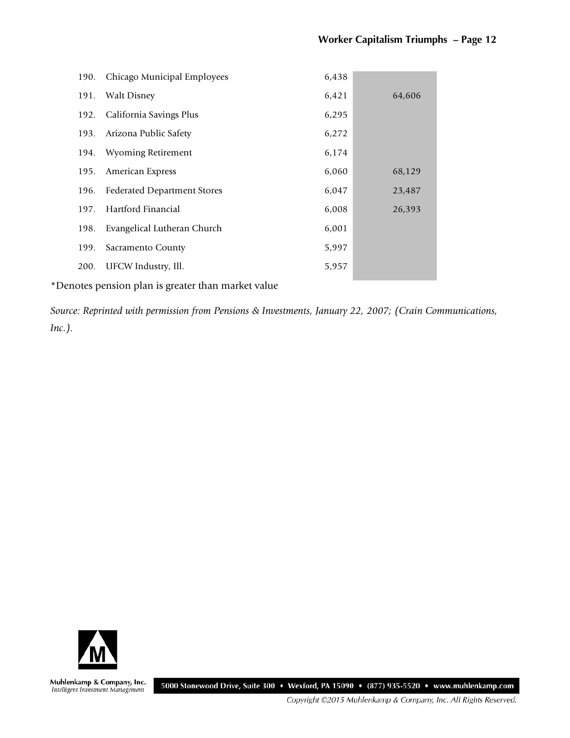| | | | |
|---|---|---|---|
| 190. | Chicago Municipal Employees | 6,438 | |
| 191. | Walt Disney | 6,421 | 64,606 |
| 192. | California Savings Plus | 6,295 | |
| 193. | Arizona Public Safety | 6,272 | |
| 194. | Wyoming Retirement | 6,174 | |
| 195. | American Express | 6,060 | 68,129 |
| 196. | Federated Department Stores | 6,047 | 23,487 |
| 197. | Hartford Financial | 6,008 | 26,393 |
| 198. | Evangelical Lutheran Church | 6,001 | |
| 199. | Sacramento County | 5,997 | |
| 200. | UFCW Industry, Ill. | 5,957 | |

*Denotes pension plan is greater than market value

*Source: Reprinted with permission from Pensions & Investments, January 22, 2007; (Crain Communications, Inc.).*